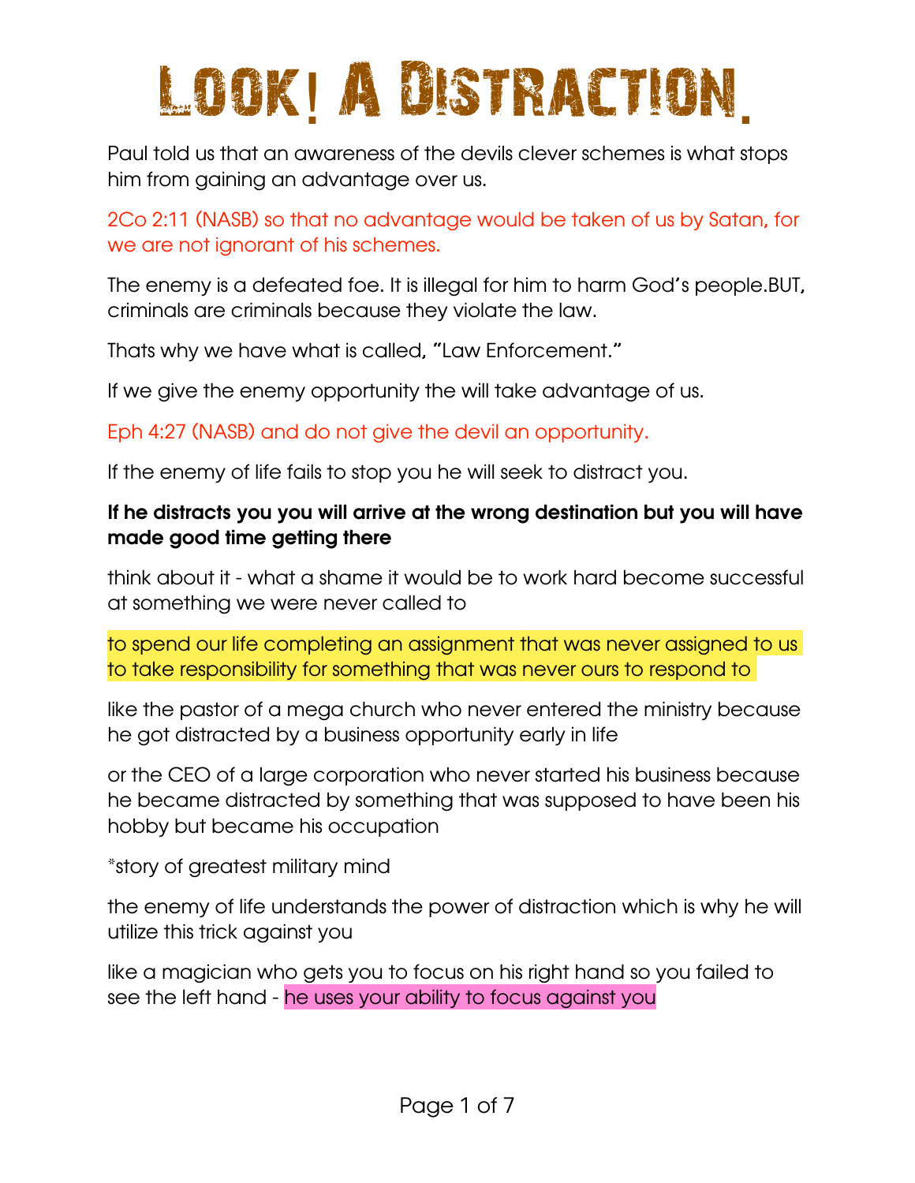# Look! A Distraction.

Paul told us that an awareness of the devils clever schemes is what stops him from gaining an advantage over us.

2Co 2:11 (NASB) so that no advantage would be taken of us by Satan, for we are not ignorant of his schemes.

The enemy is a defeated foe. It is illegal for him to harm God's people.BUT, criminals are criminals because they violate the law.

Thats why we have what is called, "Law Enforcement."

If we give the enemy opportunity the will take advantage of us.

Eph 4:27 (NASB) and do not give the devil an opportunity.

If the enemy of life fails to stop you he will seek to distract you.

**If he distracts you you will arrive at the wrong destination but you will have made good time getting there**

think about it - what a shame it would be to work hard become successful at something we were never called to

to spend our life completing an assignment that was never assigned to us to take responsibility for something that was never ours to respond to

like the pastor of a mega church who never entered the ministry because he got distracted by a business opportunity early in life

or the CEO of a large corporation who never started his business because he became distracted by something that was supposed to have been his hobby but became his occupation

*story of greatest military mind

the enemy of life understands the power of distraction which is why he will utilize this trick against you

like a magician who gets you to focus on his right hand so you failed to see the left hand - he uses your ability to focus against you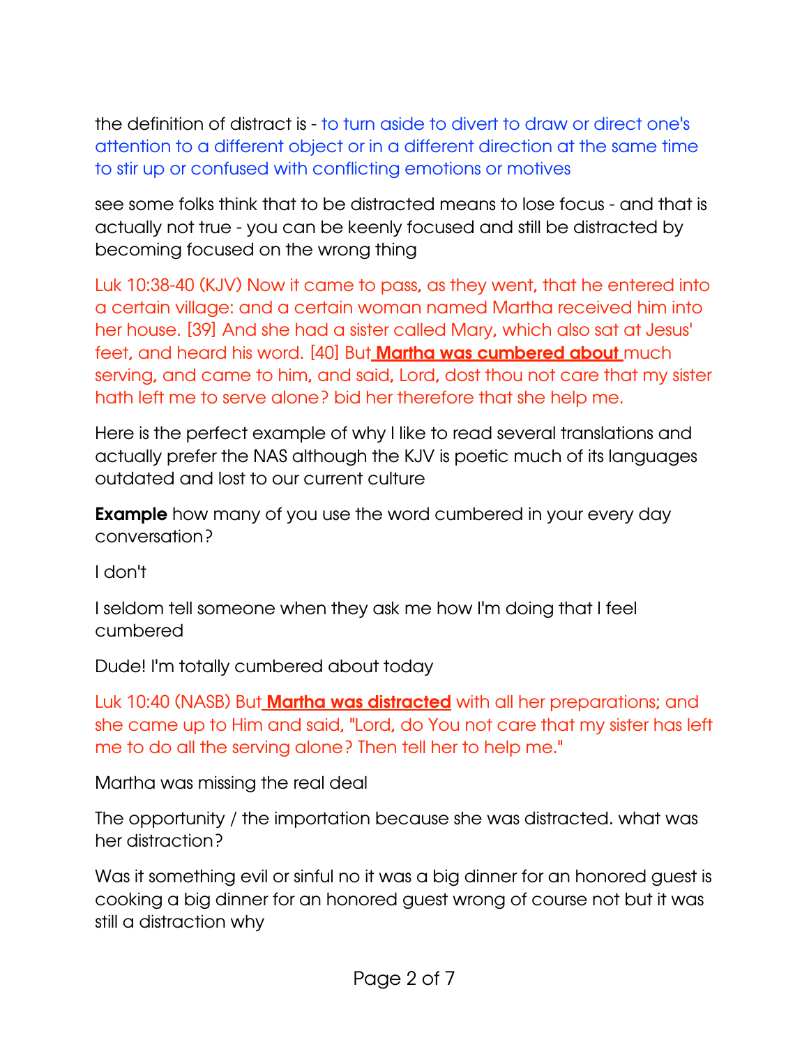the definition of distract is - to turn aside to divert to draw or direct one's attention to a different object or in a different direction at the same time to stir up or confused with conflicting emotions or motives

see some folks think that to be distracted means to lose focus - and that is actually not true - you can be keenly focused and still be distracted by becoming focused on the wrong thing

Luk 10:38-40 (KJV) Now it came to pass, as they went, that he entered into a certain village: and a certain woman named Martha received him into her house. [39] And she had a sister called Mary, which also sat at Jesus' feet, and heard his word. [40] But **Martha was cumbered about** much serving, and came to him, and said, Lord, dost thou not care that my sister hath left me to serve alone? bid her therefore that she help me.

Here is the perfect example of why I like to read several translations and actually prefer the NAS although the KJV is poetic much of its languages outdated and lost to our current culture

**Example** how many of you use the word cumbered in your every day conversation?

I don't

I seldom tell someone when they ask me how I'm doing that I feel cumbered

Dude! I'm totally cumbered about today

Luk 10:40 (NASB) But **Martha was distracted** with all her preparations; and she came up to Him and said, "Lord, do You not care that my sister has left me to do all the serving alone? Then tell her to help me."

Martha was missing the real deal

The opportunity / the importation because she was distracted. what was her distraction?

Was it something evil or sinful no it was a big dinner for an honored guest is cooking a big dinner for an honored guest wrong of course not but it was still a distraction why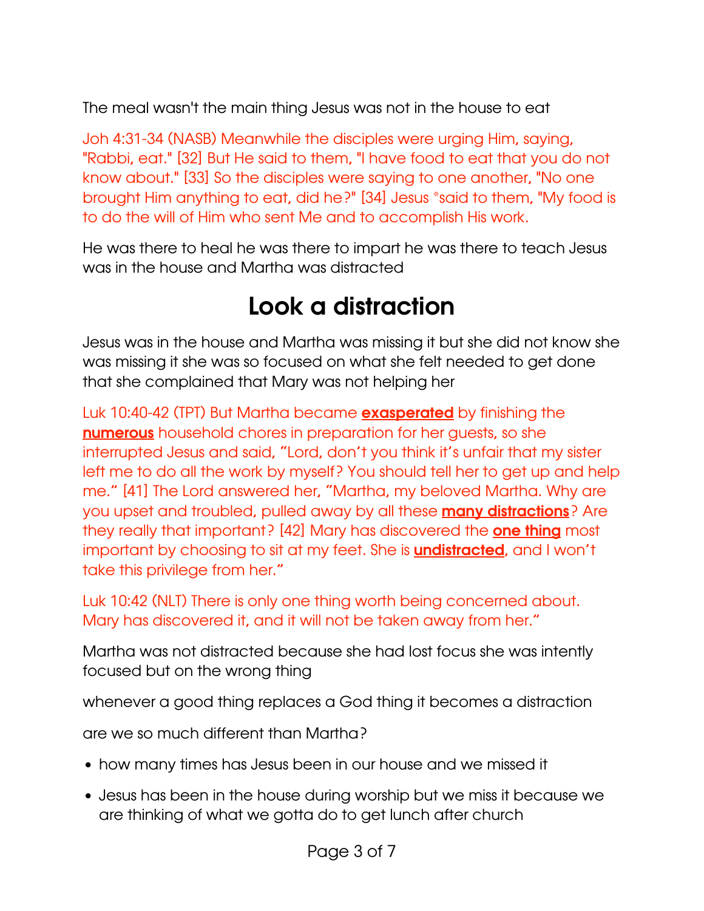The meal wasn't the main thing Jesus was not in the house to eat

Joh 4:31-34 (NASB) Meanwhile the disciples were urging Him, saying, "Rabbi, eat." [32] But He said to them, "I have food to eat that you do not know about." [33] So the disciples were saying to one another, "No one brought Him anything to eat, did he?" [34] Jesus *said to them, "My food is to do the will of Him who sent Me and to accomplish His work.

He was there to heal he was there to impart he was there to teach Jesus was in the house and Martha was distracted

# Look a distraction

Jesus was in the house and Martha was missing it but she did not know she was missing it she was so focused on what she felt needed to get done that she complained that Mary was not helping her

Luk 10:40-42 (TPT) But Martha became **exasperated** by finishing the **numerous** household chores in preparation for her guests, so she interrupted Jesus and said, "Lord, don't you think it's unfair that my sister left me to do all the work by myself? You should tell her to get up and help me." [41] The Lord answered her, "Martha, my beloved Martha. Why are you upset and troubled, pulled away by all these **many distractions**? Are they really that important? [42] Mary has discovered the **one thing** most important by choosing to sit at my feet. She is **undistracted**, and I won't take this privilege from her."

Luk 10:42 (NLT) There is only one thing worth being concerned about. Mary has discovered it, and it will not be taken away from her."

Martha was not distracted because she had lost focus she was intently focused but on the wrong thing

whenever a good thing replaces a God thing it becomes a distraction

are we so much different than Martha?

- how many times has Jesus been in our house and we missed it
- Jesus has been in the house during worship but we miss it because we are thinking of what we gotta do to get lunch after church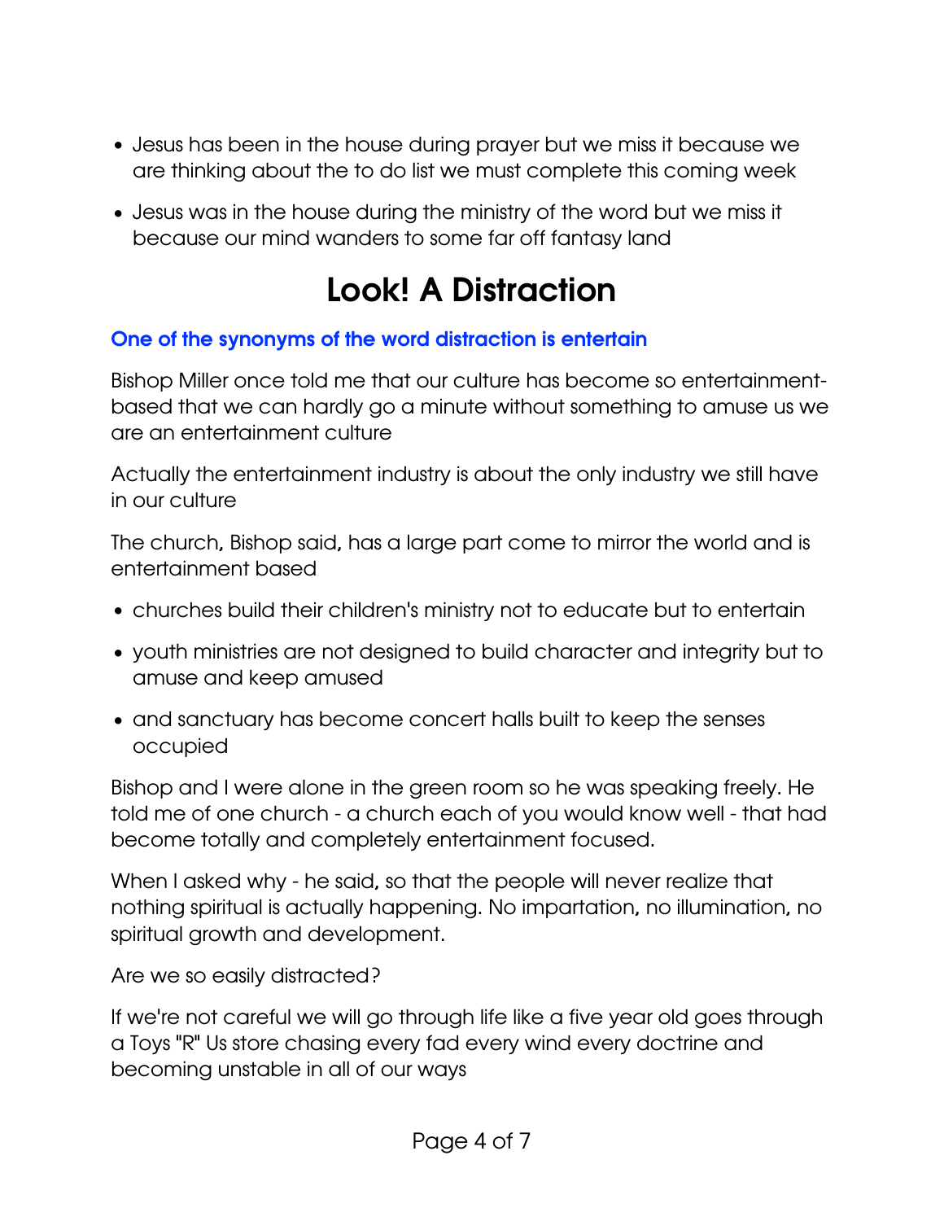- Jesus has been in the house during prayer but we miss it because we are thinking about the to do list we must complete this coming week
- Jesus was in the house during the ministry of the word but we miss it because our mind wanders to some far off fantasy land

# Look! A Distraction

**One of the synonyms of the word distraction is entertain**

Bishop Miller once told me that our culture has become so entertainment-based that we can hardly go a minute without something to amuse us we are an entertainment culture

Actually the entertainment industry is about the only industry we still have in our culture

The church, Bishop said, has a large part come to mirror the world and is entertainment based

- churches build their children's ministry not to educate but to entertain
- youth ministries are not designed to build character and integrity but to amuse and keep amused
- and sanctuary has become concert halls built to keep the senses occupied

Bishop and I were alone in the green room so he was speaking freely. He told me of one church - a church each of you would know well - that had become totally and completely entertainment focused.

When I asked why - he said, so that the people will never realize that nothing spiritual is actually happening. No impartation, no illumination, no spiritual growth and development.

Are we so easily distracted?

If we're not careful we will go through life like a five year old goes through a Toys "R" Us store chasing every fad every wind every doctrine and becoming unstable in all of our ways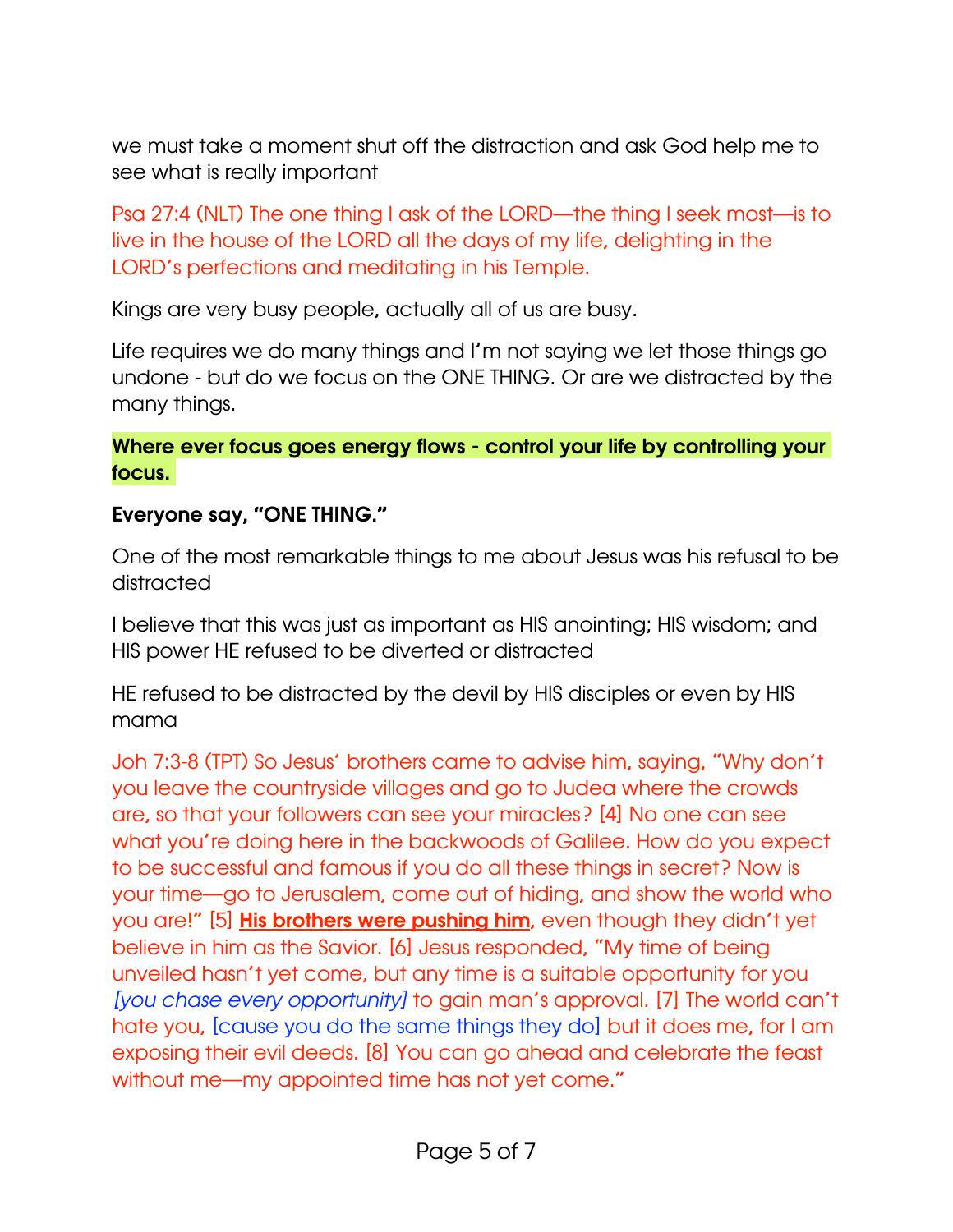we must take a moment shut off the distraction and ask God help me to see what is really important

Psa 27:4 (NLT) The one thing I ask of the LORD—the thing I seek most—is to live in the house of the LORD all the days of my life, delighting in the LORD's perfections and meditating in his Temple.

Kings are very busy people, actually all of us are busy.

Life requires we do many things and I'm not saying we let those things go undone - but do we focus on the ONE THING. Or are we distracted by the many things.

**Where ever focus goes energy flows - control your life by controlling your focus.**

**Everyone say, "ONE THING."**

One of the most remarkable things to me about Jesus was his refusal to be distracted

I believe that this was just as important as HIS anointing; HIS wisdom; and HIS power HE refused to be diverted or distracted

HE refused to be distracted by the devil by HIS disciples or even by HIS mama

Joh 7:3-8 (TPT) So Jesus' brothers came to advise him, saying, "Why don't you leave the countryside villages and go to Judea where the crowds are, so that your followers can see your miracles? [4] No one can see what you're doing here in the backwoods of Galilee. How do you expect to be successful and famous if you do all these things in secret? Now is your time—go to Jerusalem, come out of hiding, and show the world who you are!" [5] **His brothers were pushing him**, even though they didn't yet believe in him as the Savior. [6] Jesus responded, "My time of being unveiled hasn't yet come, but any time is a suitable opportunity for you *[you chase every opportunity]* to gain man's approval. [7] The world can't hate you, [cause you do the same things they do] but it does me, for I am exposing their evil deeds. [8] You can go ahead and celebrate the feast without me—my appointed time has not yet come."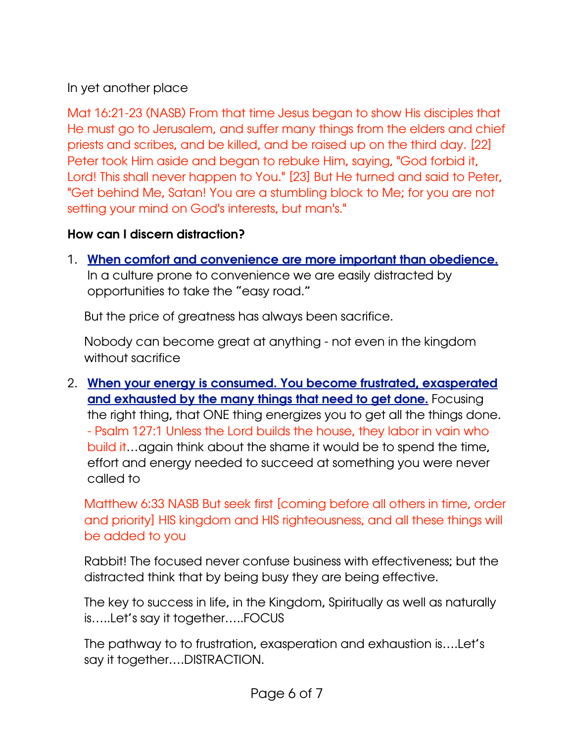In yet another place

Mat 16:21-23 (NASB) From that time Jesus began to show His disciples that He must go to Jerusalem, and suffer many things from the elders and chief priests and scribes, and be killed, and be raised up on the third day. [22] Peter took Him aside and began to rebuke Him, saying, "God forbid it, Lord! This shall never happen to You." [23] But He turned and said to Peter, "Get behind Me, Satan! You are a stumbling block to Me; for you are not setting your mind on God's interests, but man's."

**How can I discern distraction?**

1. **When comfort and convenience are more important than obedience.** In a culture prone to convenience we are easily distracted by opportunities to take the "easy road."

   But the price of greatness has always been sacrifice.

   Nobody can become great at anything - not even in the kingdom without sacrifice

2. **When your energy is consumed. You become frustrated, exasperated and exhausted by the many things that need to get done.** Focusing the right thing, that ONE thing energizes you to get all the things done. - Psalm 127:1 Unless the Lord builds the house, they labor in vain who build it…again think about the shame it would be to spend the time, effort and energy needed to succeed at something you were never called to

   Matthew 6:33 NASB But seek first [coming before all others in time, order and priority] HIS kingdom and HIS righteousness, and all these things will be added to you

   Rabbit! The focused never confuse business with effectiveness; but the distracted think that by being busy they are being effective.

   The key to success in life, in the Kingdom, Spiritually as well as naturally is…..Let's say it together…..FOCUS

   The pathway to to frustration, exasperation and exhaustion is….Let's say it together….DISTRACTION.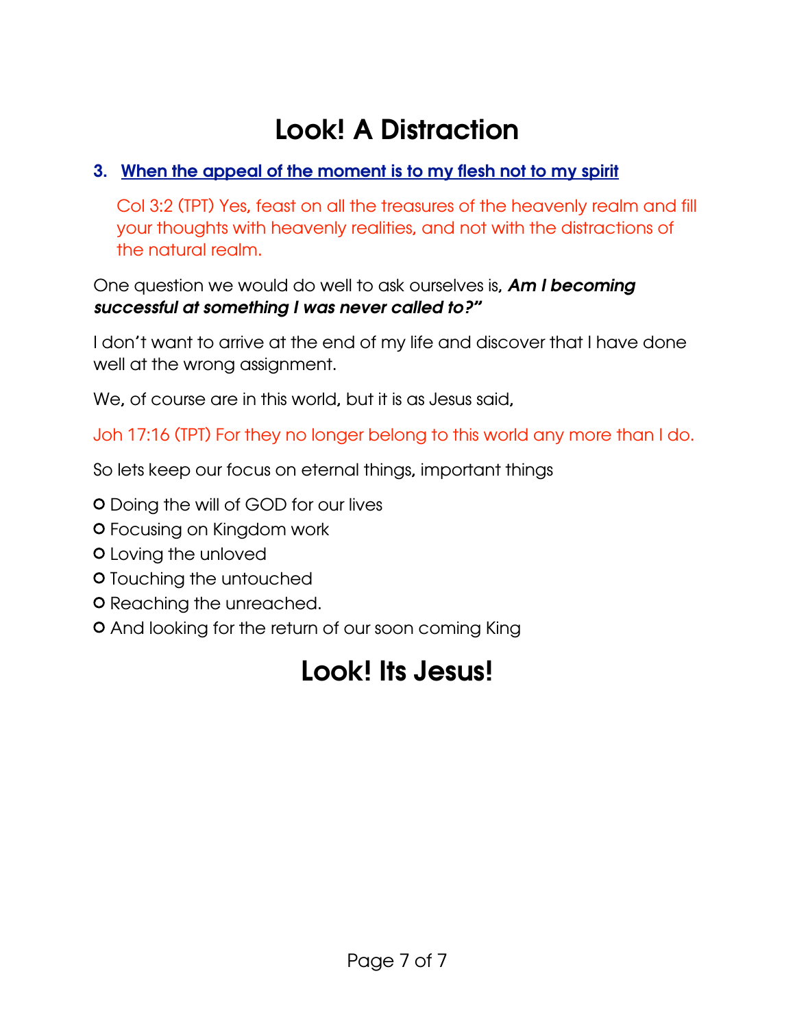# Look! A Distraction

### 3. When the appeal of the moment is to my flesh not to my spirit

Col 3:2 (TPT) Yes, feast on all the treasures of the heavenly realm and fill your thoughts with heavenly realities, and not with the distractions of the natural realm.

One question we would do well to ask ourselves is, ***Am I becoming successful at something I was never called to?"***

I don't want to arrive at the end of my life and discover that I have done well at the wrong assignment.

We, of course are in this world, but it is as Jesus said,

Joh 17:16 (TPT) For they no longer belong to this world any more than I do.

So lets keep our focus on eternal things, important things

- Doing the will of GOD for our lives
- Focusing on Kingdom work
- Loving the unloved
- Touching the untouched
- Reaching the unreached.
- And looking for the return of our soon coming King

# Look! Its Jesus!